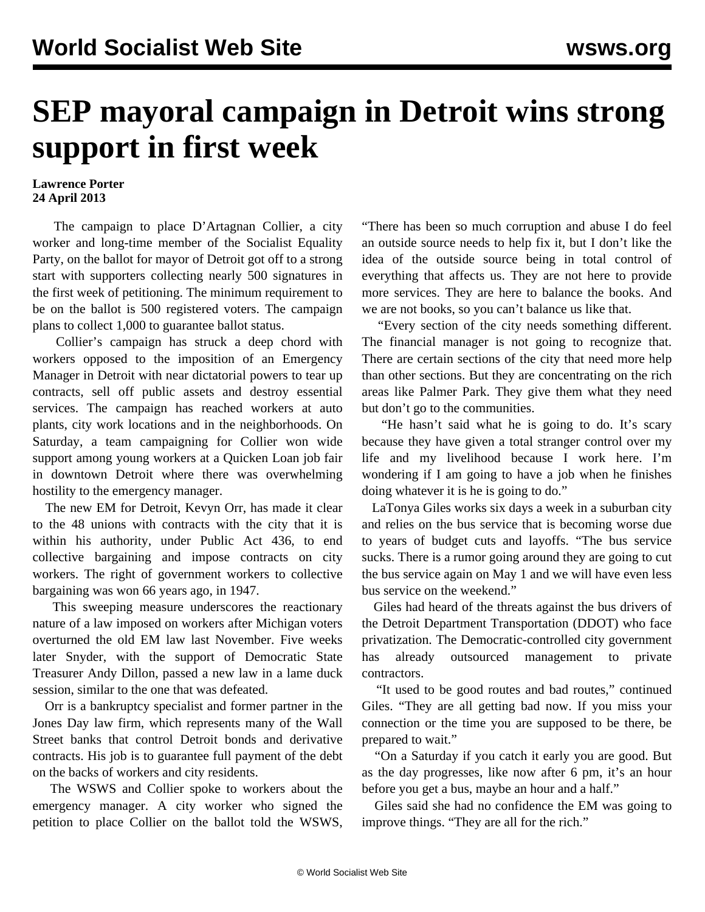# SEP mayoral campaign in Detroit wins strong support in first week

**Lawrence Porter**
**24 April 2013**

The campaign to place D'Artagnan Collier, a city worker and long-time member of the Socialist Equality Party, on the ballot for mayor of Detroit got off to a strong start with supporters collecting nearly 500 signatures in the first week of petitioning. The minimum requirement to be on the ballot is 500 registered voters. The campaign plans to collect 1,000 to guarantee ballot status.

Collier's campaign has struck a deep chord with workers opposed to the imposition of an Emergency Manager in Detroit with near dictatorial powers to tear up contracts, sell off public assets and destroy essential services. The campaign has reached workers at auto plants, city work locations and in the neighborhoods. On Saturday, a team campaigning for Collier won wide support among young workers at a Quicken Loan job fair in downtown Detroit where there was overwhelming hostility to the emergency manager.

The new EM for Detroit, Kevyn Orr, has made it clear to the 48 unions with contracts with the city that it is within his authority, under Public Act 436, to end collective bargaining and impose contracts on city workers. The right of government workers to collective bargaining was won 66 years ago, in 1947.

This sweeping measure underscores the reactionary nature of a law imposed on workers after Michigan voters overturned the old EM law last November. Five weeks later Snyder, with the support of Democratic State Treasurer Andy Dillon, passed a new law in a lame duck session, similar to the one that was defeated.

Orr is a bankruptcy specialist and former partner in the Jones Day law firm, which represents many of the Wall Street banks that control Detroit bonds and derivative contracts. His job is to guarantee full payment of the debt on the backs of workers and city residents.

The WSWS and Collier spoke to workers about the emergency manager. A city worker who signed the petition to place Collier on the ballot told the WSWS, "There has been so much corruption and abuse I do feel an outside source needs to help fix it, but I don't like the idea of the outside source being in total control of everything that affects us. They are not here to provide more services. They are here to balance the books. And we are not books, so you can't balance us like that.

"Every section of the city needs something different. The financial manager is not going to recognize that. There are certain sections of the city that need more help than other sections. But they are concentrating on the rich areas like Palmer Park. They give them what they need but don't go to the communities.

"He hasn't said what he is going to do. It's scary because they have given a total stranger control over my life and my livelihood because I work here. I'm wondering if I am going to have a job when he finishes doing whatever it is he is going to do."

LaTonya Giles works six days a week in a suburban city and relies on the bus service that is becoming worse due to years of budget cuts and layoffs. "The bus service sucks. There is a rumor going around they are going to cut the bus service again on May 1 and we will have even less bus service on the weekend."

Giles had heard of the threats against the bus drivers of the Detroit Department Transportation (DDOT) who face privatization. The Democratic-controlled city government has already outsourced management to private contractors.

"It used to be good routes and bad routes," continued Giles. "They are all getting bad now. If you miss your connection or the time you are supposed to be there, be prepared to wait."

"On a Saturday if you catch it early you are good. But as the day progresses, like now after 6 pm, it's an hour before you get a bus, maybe an hour and a half."

Giles said she had no confidence the EM was going to improve things. "They are all for the rich."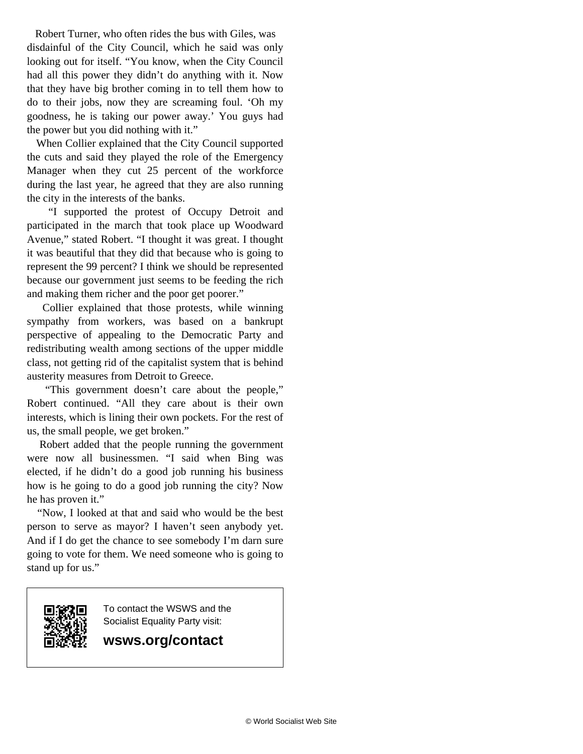Robert Turner, who often rides the bus with Giles, was disdainful of the City Council, which he said was only looking out for itself. “You know, when the City Council had all this power they didn’t do anything with it. Now that they have big brother coming in to tell them how to do to their jobs, now they are screaming foul. ‘Oh my goodness, he is taking our power away.’ You guys had the power but you did nothing with it.”

When Collier explained that the City Council supported the cuts and said they played the role of the Emergency Manager when they cut 25 percent of the workforce during the last year, he agreed that they are also running the city in the interests of the banks.

“I supported the protest of Occupy Detroit and participated in the march that took place up Woodward Avenue,” stated Robert. “I thought it was great. I thought it was beautiful that they did that because who is going to represent the 99 percent? I think we should be represented because our government just seems to be feeding the rich and making them richer and the poor get poorer.”

Collier explained that those protests, while winning sympathy from workers, was based on a bankrupt perspective of appealing to the Democratic Party and redistributing wealth among sections of the upper middle class, not getting rid of the capitalist system that is behind austerity measures from Detroit to Greece.

“This government doesn’t care about the people,” Robert continued. “All they care about is their own interests, which is lining their own pockets. For the rest of us, the small people, we get broken.”

Robert added that the people running the government were now all businessmen. “I said when Bing was elected, if he didn’t do a good job running his business how is he going to do a good job running the city? Now he has proven it.”

“Now, I looked at that and said who would be the best person to serve as mayor? I haven’t seen anybody yet. And if I do get the chance to see somebody I’m darn sure going to vote for them. We need someone who is going to stand up for us.”

To contact the WSWS and the Socialist Equality Party visit:

**wsws.org/contact**